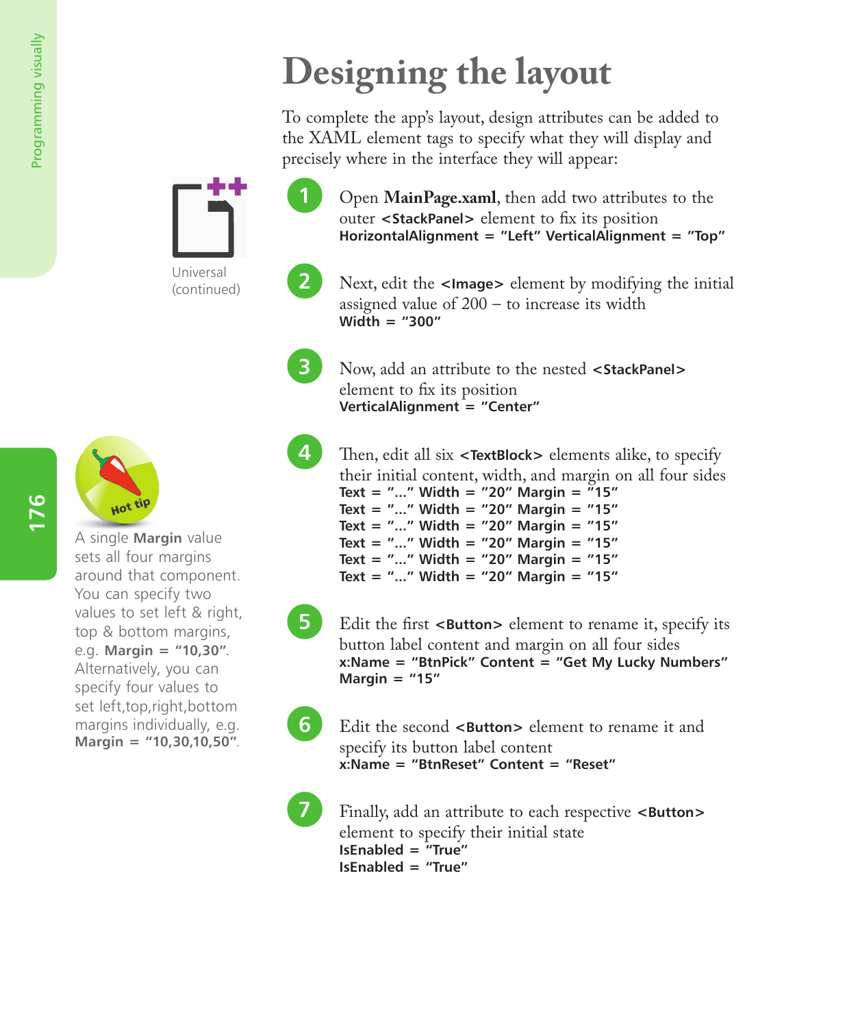# Designing the layout

To complete the app's layout, design attributes can be added to the XAML element tags to specify what they will display and precisely where in the interface they will appear:

Universal (continued)

1. Open **MainPage.xaml**, then add two attributes to the outer **<StackPanel>** element to fix its position
   **HorizontalAlignment = "Left" VerticalAlignment = "Top"**

2. Next, edit the **<Image>** element by modifying the initial assigned value of 200 – to increase its width
   **Width = "300"**

3. Now, add an attribute to the nested **<StackPanel>** element to fix its position
   **VerticalAlignment = "Center"**

4. Then, edit all six **<TextBlock>** elements alike, to specify their initial content, width, and margin on all four sides
   **Text = "..." Width = "20" Margin = "15"**
   **Text = "..." Width = "20" Margin = "15"**
   **Text = "..." Width = "20" Margin = "15"**
   **Text = "..." Width = "20" Margin = "15"**
   **Text = "..." Width = "20" Margin = "15"**
   **Text = "..." Width = "20" Margin = "15"**

5. Edit the first **<Button>** element to rename it, specify its button label content and margin on all four sides
   **x:Name = "BtnPick" Content = "Get My Lucky Numbers"**
   **Margin = "15"**

6. Edit the second **<Button>** element to rename it and specify its button label content
   **x:Name = "BtnReset" Content = "Reset"**

7. Finally, add an attribute to each respective **<Button>** element to specify their initial state
   **IsEnabled = "True"**
   **IsEnabled = "True"**

Hot tip

A single **Margin** value sets all four margins around that component. You can specify two values to set left & right, top & bottom margins, e.g. **Margin = "10,30"**. Alternatively, you can specify four values to set left,top,right,bottom margins individually, e.g. **Margin = "10,30,10,50"**.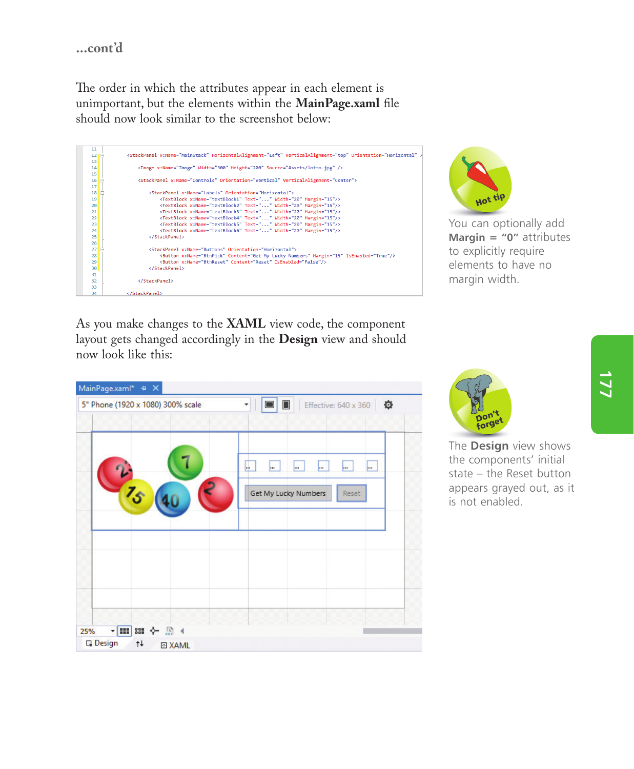...cont'd

The order in which the attributes appear in each element is unimportant, but the elements within the **MainPage.xaml** file should now look similar to the screenshot below:

```
<StackPanel x:Name="MainStack" HorizontalAlignment="Left" VerticalAlignment="top" Orientation="Horizontal" >

    <Image x:Name="Image" Width="300" Height="200" Source="Assets/lotto.jpg" />

    <StackPanel x:Name="Controls" Orientation="Vertical" VerticalAlignment="Center">

        <StackPanel x:Name="Labels" Orientation="Horizontal">
            <TextBlock x:Name="textBlock1" Text="..." Width="20" Margin="15"/>
            <TextBlock x:Name="textBlock2" Text="..." Width="20" Margin="15"/>
            <TextBlock x:Name="textBlock3" Text="..." Width="20" Margin="15"/>
            <TextBlock x:Name="textBlock4" Text="..." Width="20" Margin="15"/>
            <TextBlock x:Name="textBlock5" Text="..." Width="20" Margin="15"/>
            <TextBlock x:Name="textBlock6" Text="..." Width="20" Margin="15"/>
        </StackPanel>

        <StackPanel x:Name="Buttons" Orientation="Horizontal">
            <Button x:Name="BtnPick" Content="Get My Lucky Numbers" Margin="15" IsEnabled="True"/>
            <Button x:Name="BtnReset" Content="Reset" IsEnabled="False"/>
        </StackPanel>

    </StackPanel>

</StackPanel>
```

**Hot tip**

You can optionally add **Margin = "0"** attributes to explicitly require elements to have no margin width.

As you make changes to the **XAML** view code, the component layout gets changed accordingly in the **Design** view and should now look like this:

**Don't forget**

The **Design** view shows the components' initial state – the Reset button appears grayed out, as it is not enabled.